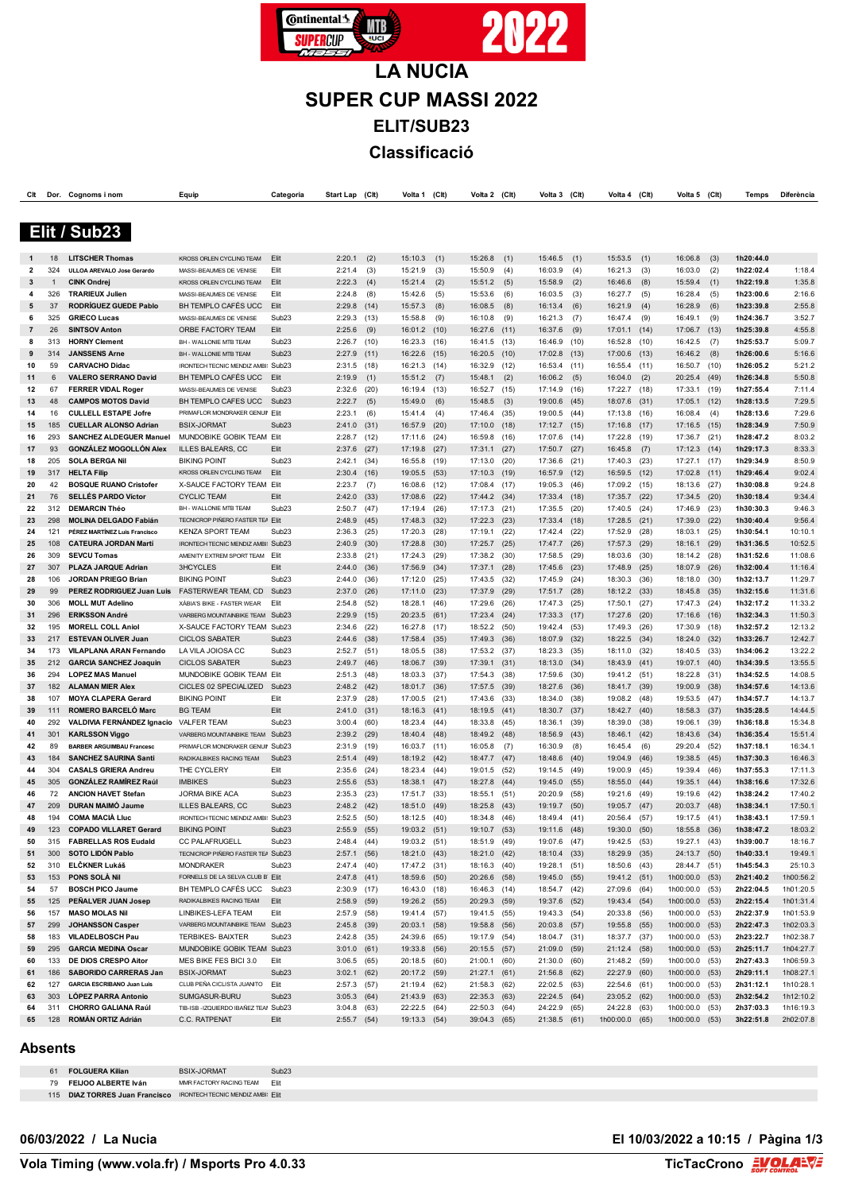# LA NUCIA

# SUPER CUP MASSI 2022

## ELIT/SUB23

## Classificació

## Elit / Sub23

| Clt | Dor. | Cognoms i nom | Equip | Categoria | Start Lap | (Clt) | Volta 1 | (Clt) | Volta 2 | (Clt) | Volta 3 | (Clt) | Volta 4 | (Clt) | Volta 5 | (Clt) | Temps | Diferència |
|---|---|---|---|---|---|---|---|---|---|---|---|---|---|---|---|---|---|---|
| 1 | 18 | LITSCHER Thomas | KROSS ORLEN CYCLING TEAM | Elit | 2:20.1 | (2) | 15:10.3 | (1) | 15:26.8 | (1) | 15:46.5 | (1) | 15:53.5 | (1) | 16:06.8 | (3) | 1h20:44.0 | |
| 2 | 324 | ULLOA AREVALO Jose Gerardo | MASSI-BEAUMES DE VENISE | Elit | 2:21.4 | (3) | 15:21.9 | (3) | 15:50.9 | (4) | 16:03.9 | (4) | 16:21.3 | (3) | 16:03.0 | (2) | 1h22:02.4 | 1:18.4 |
| 3 | 1 | CINK Ondrej | KROSS ORLEN CYCLING TEAM | Elit | 2:22.3 | (4) | 15:21.4 | (2) | 15:51.2 | (5) | 15:58.9 | (2) | 16:46.6 | (8) | 15:59.4 | (1) | 1h22:19.8 | 1:35.8 |
| 4 | 326 | TRARIEUX Julien | MASSI-BEAUMES DE VENISE | Elit | 2:24.8 | (8) | 15:42.6 | (5) | 15:53.6 | (6) | 16:03.5 | (3) | 16:27.7 | (5) | 16:28.4 | (5) | 1h23:00.6 | 2:16.6 |
| 5 | 37 | RODRÍGUEZ GUEDE Pablo | BH TEMPLO CAFÉS UCC | Elit | 2:29.8 | (14) | 15:57.3 | (8) | 16:08.5 | (8) | 16:13.4 | (6) | 16:21.9 | (4) | 16:28.9 | (6) | 1h23:39.8 | 2:55.8 |
| 6 | 325 | GRIECO Lucas | MASSI-BEAUMES DE VENISE | Sub23 | 2:29.3 | (13) | 15:58.8 | (9) | 16:10.8 | (9) | 16:21.3 | (7) | 16:47.4 | (9) | 16:49.1 | (9) | 1h24:36.7 | 3:52.7 |
| 7 | 26 | SINTSOV Anton | ORBE FACTORY TEAM | Elit | 2:25.6 | (9) | 16:01.2 | (10) | 16:27.6 | (11) | 16:37.6 | (9) | 17:01.1 | (14) | 17:06.7 | (13) | 1h25:39.8 | 4:55.8 |
| 8 | 313 | HORNY Clement | BH - WALLONIE MTB TEAM | Sub23 | 2:26.7 | (10) | 16:23.3 | (16) | 16:41.5 | (13) | 16:46.9 | (10) | 16:52.8 | (10) | 16:42.5 | (7) | 1h25:53.7 | 5:09.7 |
| 9 | 314 | JANSSENS Arne | BH - WALLONIE MTB TEAM | Sub23 | 2:27.9 | (11) | 16:22.6 | (15) | 16:20.5 | (10) | 17:02.8 | (13) | 17:00.6 | (13) | 16:46.2 | (8) | 1h26:00.6 | 5:16.6 |
| 10 | 59 | CARVACHO Didac | IRONTECH TECNIC MENDIZ AMBI | Sub23 | 2:31.5 | (18) | 16:21.3 | (14) | 16:32.9 | (12) | 16:53.4 | (11) | 16:55.4 | (11) | 16:50.7 | (10) | 1h26:05.2 | 5:21.2 |
| 11 | 6 | VALERO SERRANO David | BH TEMPLO CAFÉS UCC | Elit | 2:19.9 | (1) | 15:51.2 | (7) | 15:48.1 | (2) | 16:06.2 | (5) | 16:04.0 | (2) | 20:25.4 | (49) | 1h26:34.8 | 5:50.8 |
| 12 | 67 | FERRER VIDAL Roger | MASSI-BEAUMES DE VENISE | Sub23 | 2:32.6 | (20) | 16:19.4 | (13) | 16:52.7 | (15) | 17:14.9 | (16) | 17:22.7 | (18) | 17:33.1 | (19) | 1h27:55.4 | 7:11.4 |
| 13 | 48 | CAMPOS MOTOS David | BH TEMPLO CAFÉS UCC | Sub23 | 2:22.7 | (5) | 15:49.0 | (6) | 15:48.5 | (3) | 19:00.6 | (45) | 18:07.6 | (31) | 17:05.1 | (12) | 1h28:13.5 | 7:29.5 |
| 14 | 16 | CULLELL ESTAPE Jofre | PRIMAFLOR MONDRAKER GENUI | Elit | 2:23.1 | (6) | 15:41.4 | (4) | 17:46.4 | (35) | 19:00.5 | (44) | 17:13.8 | (16) | 16:08.4 | (4) | 1h28:13.6 | 7:29.6 |
| 15 | 185 | CULLERA ALONSO Adrian | BSIX-JORMAT | Sub23 | 2:41.0 | (31) | 16:57.9 | (20) | 17:10.0 | (18) | 17:12.7 | (15) | 17:16.8 | (17) | 17:16.5 | (15) | 1h28:34.9 | 7:50.9 |
| 16 | 293 | SANCHEZ ALDEGUER Manuel | MUNDOBIKE GOBIK TEAM | Elit | 2:28.7 | (12) | 17:11.6 | (24) | 16:59.8 | (16) | 17:07.6 | (14) | 17:22.8 | (19) | 17:36.7 | (21) | 1h28:47.2 | 8:03.2 |
| 17 | 93 | GONZÁLEZ MOGOLLÓN Alex | ILLES BALEARS, CC | Elit | 2:37.6 | (27) | 17:19.8 | (27) | 17:31.1 | (27) | 17:50.7 | (27) | 16:45.8 | (7) | 17:12.3 | (14) | 1h29:17.3 | 8:33.3 |
| 18 | 205 | SOLA BERGA Nil | BIKING POINT | Sub23 | 2:42.1 | (34) | 16:55.8 | (19) | 17:13.0 | (20) | 17:36.6 | (21) | 17:40.3 | (23) | 17:27.1 | (17) | 1h29:34.9 | 8:50.9 |
| 19 | 317 | HELTA Filip | KROSS ORLEN CYCLING TEAM | Elit | 2:30.4 | (16) | 19:05.5 | (53) | 17:10.3 | (19) | 16:57.9 | (12) | 16:59.5 | (12) | 17:02.8 | (11) | 1h29:46.4 | 9:02.4 |
| 20 | 42 | BOSQUE RUANO Cristofer | X-SAUCE FACTORY TEAM | Elit | 2:23.7 | (7) | 16:08.6 | (12) | 17:08.4 | (17) | 19:05.3 | (46) | 17:09.2 | (15) | 18:13.6 | (27) | 1h30:08.8 | 9:24.8 |
| 21 | 76 | SELLÉS PARDO Victor | CYCLIC TEAM | Elit | 2:42.0 | (33) | 17:08.6 | (22) | 17:44.2 | (34) | 17:33.4 | (18) | 17:35.7 | (22) | 17:34.5 | (20) | 1h30:18.4 | 9:34.4 |
| 22 | 312 | DEMARCIN Théo | BH - WALLONIE MTB TEAM | Sub23 | 2:50.7 | (47) | 17:19.4 | (26) | 17:17.3 | (21) | 17:35.5 | (20) | 17:40.5 | (24) | 17:46.9 | (23) | 1h30:30.3 | 9:46.3 |
| 23 | 298 | MOLINA DELGADO Fabián | TECNICROP PIÑERO FASTER TEA | Elit | 2:48.9 | (45) | 17:48.3 | (32) | 17:22.3 | (23) | 17:33.4 | (18) | 17:28.5 | (21) | 17:39.0 | (22) | 1h30:40.4 | 9:56.4 |
| 24 | 121 | PÉREZ MARTÍNEZ Luis Francisco | KENZA SPORT TEAM | Sub23 | 2:36.3 | (25) | 17:20.3 | (28) | 17:19.1 | (22) | 17:42.4 | (22) | 17:52.9 | (28) | 18:03.1 | (25) | 1h30:54.1 | 10:10.1 |
| 25 | 108 | CATEURA JORDAN Martí | IRONTECH TECNIC MENDIZ AMBI | Sub23 | 2:40.9 | (30) | 17:28.8 | (30) | 17:25.7 | (25) | 17:47.7 | (26) | 17:57.3 | (29) | 18:16.1 | (29) | 1h31:36.5 | 10:52.5 |
| 26 | 309 | SEVCU Tomas | AMENITY EXTREM SPORT TEAM | Elit | 2:33.8 | (21) | 17:24.3 | (29) | 17:38.2 | (30) | 17:58.5 | (29) | 18:03.6 | (30) | 18:14.2 | (28) | 1h31:52.6 | 11:08.6 |
| 27 | 307 | PLAZA JARQUE Adrian | 3HCYCLES | Elit | 2:44.0 | (36) | 17:56.9 | (34) | 17:37.1 | (28) | 17:45.6 | (23) | 17:48.9 | (25) | 18:07.9 | (26) | 1h32:00.4 | 11:16.4 |
| 28 | 106 | JORDAN PRIEGO Brian | BIKING POINT | Sub23 | 2:44.0 | (36) | 17:12.0 | (25) | 17:43.5 | (32) | 17:45.9 | (24) | 18:30.3 | (36) | 18:18.0 | (30) | 1h32:13.7 | 11:29.7 |
| 29 | 99 | PEREZ RODRIGUEZ Juan Luis | FASTERWEAR TEAM, CD | Sub23 | 2:37.0 | (26) | 17:11.0 | (23) | 17:37.9 | (29) | 17:51.7 | (28) | 18:12.2 | (33) | 18:45.8 | (35) | 1h32:15.6 | 11:31.6 |
| 30 | 306 | MOLL MUT Adelino | XÀBIA'S BIKE - FASTER WEAR | Elit | 2:54.8 | (52) | 18:28.1 | (46) | 17:29.6 | (26) | 17:47.3 | (25) | 17:50.1 | (27) | 17:47.3 | (24) | 1h32:17.2 | 11:33.2 |
| 31 | 296 | ERIKSSON André | VARBERG MOUNTAINBIKE TEAM | Sub23 | 2:29.9 | (15) | 20:23.5 | (61) | 17:23.4 | (24) | 17:33.3 | (17) | 17:27.6 | (20) | 17:16.6 | (16) | 1h32:34.3 | 11:50.3 |
| 32 | 195 | MORELL COLL Aniol | X-SAUCE FACTORY TEAM | Sub23 | 2:34.6 | (22) | 16:27.8 | (17) | 18:52.2 | (50) | 19:42.4 | (53) | 17:49.3 | (26) | 17:30.9 | (18) | 1h32:57.2 | 12:13.2 |
| 33 | 217 | ESTEVAN OLIVER Juan | CICLOS SABATER | Sub23 | 2:44.6 | (38) | 17:58.4 | (35) | 17:49.3 | (36) | 18:07.9 | (32) | 18:22.5 | (34) | 18:24.0 | (32) | 1h33:26.7 | 12:42.7 |
| 34 | 173 | VILAPLANA ARAN Fernando | LA VILA JOIOSA CC | Sub23 | 2:52.7 | (51) | 18:05.5 | (38) | 17:53.2 | (37) | 18:23.3 | (35) | 18:11.0 | (32) | 18:40.5 | (33) | 1h34:06.2 | 13:22.2 |
| 35 | 212 | GARCIA SANCHEZ Joaquin | CICLOS SABATER | Sub23 | 2:49.7 | (46) | 18:06.7 | (39) | 17:39.1 | (31) | 18:13.0 | (34) | 18:43.9 | (41) | 19:07.1 | (40) | 1h34:39.5 | 13:55.5 |
| 36 | 294 | LOPEZ MAS Manuel | MUNDOBIKE GOBIK TEAM | Elit | 2:51.3 | (48) | 18:03.3 | (37) | 17:54.3 | (38) | 17:59.6 | (30) | 19:41.2 | (51) | 18:22.8 | (31) | 1h34:52.5 | 14:08.5 |
| 37 | 182 | ALAMAN MIER Alex | CICLES 02 SPECIALIZED | Sub23 | 2:48.2 | (42) | 18:01.7 | (36) | 17:57.5 | (39) | 18:27.6 | (36) | 18:41.7 | (39) | 19:00.9 | (38) | 1h34:57.6 | 14:13.6 |
| 38 | 107 | MOYA CLAPERA Gerard | BIKING POINT | Elit | 2:37.9 | (28) | 17:00.5 | (21) | 17:43.6 | (33) | 18:34.0 | (38) | 19:08.2 | (48) | 19:53.5 | (47) | 1h34:57.7 | 14:13.7 |
| 39 | 111 | ROMERO BARCELÓ Marc | BG TEAM | Elit | 2:41.0 | (31) | 18:16.3 | (41) | 18:19.5 | (41) | 18:30.7 | (37) | 18:42.7 | (40) | 18:58.3 | (37) | 1h35:28.5 | 14:44.5 |
| 40 | 292 | VALDIVIA FERNÁNDEZ Ignacio | VALFER TEAM | Sub23 | 3:00.4 | (60) | 18:23.4 | (44) | 18:33.8 | (45) | 18:36.1 | (39) | 18:39.0 | (38) | 19:06.1 | (39) | 1h36:18.8 | 15:34.8 |
| 41 | 301 | KARLSSON Viggo | VARBERG MOUNTAINBIKE TEAM | Sub23 | 2:39.2 | (29) | 18:40.4 | (48) | 18:49.2 | (48) | 18:56.9 | (43) | 18:46.1 | (42) | 18:43.6 | (34) | 1h36:35.4 | 15:51.4 |
| 42 | 89 | BARBER ARGUIMBAU Francesc | PRIMAFLOR MONDRAKER GENUI | Sub23 | 2:31.9 | (19) | 16:03.7 | (11) | 16:05.8 | (7) | 16:30.9 | (8) | 16:45.4 | (6) | 29:20.4 | (52) | 1h37:18.1 | 16:34.1 |
| 43 | 184 | SANCHEZ SAURINA Santi | RADIKALBIKES RACING TEAM | Sub23 | 2:51.4 | (49) | 18:19.2 | (42) | 18:47.7 | (47) | 18:48.6 | (40) | 19:04.9 | (46) | 19:38.5 | (45) | 1h37:30.3 | 16:46.3 |
| 44 | 304 | CASALS GRIERA Andreu | THE CYCLERY | Elit | 2:35.6 | (24) | 18:23.4 | (44) | 19:01.5 | (52) | 19:14.5 | (49) | 19:00.9 | (45) | 19:39.4 | (46) | 1h37:55.3 | 17:11.3 |
| 45 | 305 | GONZÁLEZ RAMÍREZ Raúl | IMBIKES | Sub23 | 2:55.6 | (53) | 18:38.1 | (47) | 18:27.8 | (44) | 19:45.0 | (55) | 18:55.0 | (44) | 19:35.1 | (44) | 1h38:16.6 | 17:32.6 |
| 46 | 72 | ANCION HAVET Stefan | JORMA BIKE ACA | Sub23 | 2:35.3 | (23) | 17:51.7 | (33) | 18:55.1 | (51) | 20:20.9 | (58) | 19:21.6 | (49) | 19:19.6 | (42) | 1h38:24.2 | 17:40.2 |
| 47 | 209 | DURAN MAIMÓ Jaume | ILLES BALEARS, CC | Sub23 | 2:48.2 | (42) | 18:51.0 | (49) | 18:25.8 | (43) | 19:19.7 | (50) | 19:05.7 | (47) | 20:03.7 | (48) | 1h38:34.1 | 17:50.1 |
| 48 | 194 | COMA MACIÀ Lluc | IRONTECH TECNIC MENDIZ AMBI | Sub23 | 2:52.5 | (50) | 18:12.5 | (40) | 18:34.8 | (46) | 18:49.4 | (41) | 20:56.4 | (57) | 19:17.5 | (41) | 1h38:43.1 | 17:59.1 |
| 49 | 123 | COPADO VILLARET Gerard | BIKING POINT | Sub23 | 2:55.9 | (55) | 19:03.2 | (51) | 19:10.7 | (53) | 19:11.6 | (48) | 19:30.0 | (50) | 18:55.8 | (36) | 1h38:47.2 | 18:03.2 |
| 50 | 315 | FABRELLAS ROS Eudald | CC PALAFRUGELL | Sub23 | 2:48.4 | (44) | 19:03.2 | (51) | 18:51.9 | (49) | 19:07.6 | (47) | 19:42.5 | (53) | 19:27.1 | (43) | 1h39:00.7 | 18:16.7 |
| 51 | 300 | SOTO LIDÓN Pablo | TECNICROP PIÑERO FASTER TEA | Sub23 | 2:57.1 | (56) | 18:21.0 | (43) | 18:21.0 | (42) | 18:10.4 | (33) | 18:29.9 | (35) | 24:13.7 | (50) | 1h40:33.1 | 19:49.1 |
| 52 | 310 | ELČKNER Lukáš | MONDRAKER | Sub23 | 2:47.4 | (40) | 17:47.2 | (31) | 18:16.3 | (40) | 19:28.1 | (51) | 18:50.6 | (43) | 28:44.7 | (51) | 1h45:54.3 | 25:10.3 |
| 53 | 153 | PONS SOLÀ Nil | FORNELLS DE LA SELVA CLUB B | Elit | 2:47.8 | (41) | 18:59.6 | (50) | 20:26.6 | (58) | 19:45.0 | (55) | 19:41.2 | (51) | 1h00:00.0 | (53) | 2h21:40.2 | 1h00:56.2 |
| 54 | 57 | BOSCH PICO Jaume | BH TEMPLO CAFÉS UCC | Sub23 | 2:30.9 | (17) | 16:43.0 | (18) | 16:46.3 | (14) | 18:54.7 | (42) | 27:09.6 | (64) | 1h00:00.0 | (53) | 2h22:04.5 | 1h01:20.5 |
| 55 | 125 | PEÑALVER JUAN Josep | RADIKALBIKES RACING TEAM | Elit | 2:58.9 | (59) | 19:26.2 | (55) | 20:29.3 | (59) | 19:37.6 | (52) | 19:43.4 | (54) | 1h00:00.0 | (53) | 2h22:15.4 | 1h01:31.4 |
| 56 | 157 | MASO MOLAS Nil | LINBIKES-LEFA TEAM | Elit | 2:57.9 | (58) | 19:41.4 | (57) | 19:41.5 | (55) | 19:43.3 | (54) | 20:33.8 | (56) | 1h00:00.0 | (53) | 2h22:37.9 | 1h01:53.9 |
| 57 | 299 | JOHANSSON Casper | VARBERG MOUNTAINBIKE TEAM | Sub23 | 2:45.8 | (39) | 20:03.1 | (58) | 19:58.8 | (56) | 20:03.8 | (57) | 19:55.8 | (55) | 1h00:00.0 | (53) | 2h22:47.3 | 1h02:03.3 |
| 58 | 183 | VILADELBOSCH Pau | TERBIKES- BAIXTER | Sub23 | 2:42.8 | (35) | 24:39.6 | (65) | 19:17.9 | (54) | 18:04.7 | (31) | 18:37.7 | (37) | 1h00:00.0 | (53) | 2h23:22.7 | 1h02:38.7 |
| 59 | 295 | GARCIA MEDINA Oscar | MUNDOBIKE GOBIK TEAM | Sub23 | 3:01.0 | (61) | 19:33.8 | (56) | 20:15.5 | (57) | 21:09.0 | (59) | 21:12.4 | (58) | 1h00:00.0 | (53) | 2h25:11.7 | 1h04:27.7 |
| 60 | 133 | DE DIOS FORNOS Aitor | MES BIKE FES BICI 3.0 | Elit | 3:06.5 | (65) | 20:18.5 | (60) | 21:00.1 | (60) | 21:30.0 | (60) | 21:48.2 | (59) | 1h00:00.0 | (53) | 2h27:43.3 | 1h06:59.3 |
| 61 | 186 | SABORIDO CARRERAS Jan | BSIX-JORMAT | Sub23 | 3:02.1 | (62) | 20:17.2 | (59) | 21:27.1 | (61) | 21:56.8 | (62) | 22:27.9 | (60) | 1h00:00.0 | (53) | 2h29:11.1 | 1h08:27.1 |
| 62 | 127 | GARCIA ESCRIBANO Juan Luis | CLUB PEÑA CICLISTA JUANITO | Elit | 2:57.3 | (57) | 21:19.4 | (62) | 21:58.3 | (62) | 22:02.5 | (63) | 22:54.6 | (61) | 1h00:00.0 | (53) | 2h31:12.1 | 1h10:28.1 |
| 63 | 303 | LÓPEZ PARRA Antonio | SUMGASUR-BURU | Sub23 | 3:05.3 | (64) | 21:43.9 | (63) | 22:35.3 | (63) | 22:24.5 | (64) | 23:05.2 | (62) | 1h00:00.0 | (53) | 2h32:54.2 | 1h12:10.2 |
| 64 | 311 | CHORRO GALIANA Raúl | TIB-ISB -IZQUIERDO IBAÑEZ TEA | Sub23 | 3:04.8 | (63) | 22:22.5 | (64) | 22:50.3 | (64) | 24:22.9 | (65) | 24:22.8 | (63) | 1h00:00.0 | (53) | 2h37:03.3 | 1h16:19.3 |
| 65 | 128 | ROMÁN ORTIZ Adrián | C.C. RATPENAT | Elit | 2:55.7 | (54) | 19:13.3 | (54) | 39:04.3 | (65) | 21:38.5 | (61) | 1h00:00.0 | (65) | 1h00:00.0 | (53) | 3h22:51.8 | 2h02:07.8 |

## Absents

| Dor. | Cognoms i nom | Equip | Categoria |
|---|---|---|---|
| 61 | FOLGUERA Kilian | BSIX-JORMAT | Sub23 |
| 79 | FEIJOO ALBERTE Iván | MMR FACTORY RACING TEAM | Elit |
| 115 | DIAZ TORRES Juan Francisco | IRONTECH TECNIC MENDIZ AMBI | Elit |

06/03/2022 / La Nucia

El 10/03/2022 a 10:15

Vola Timing (www.vola.fr) / Msports Pro 4.0.33

TicTacCrono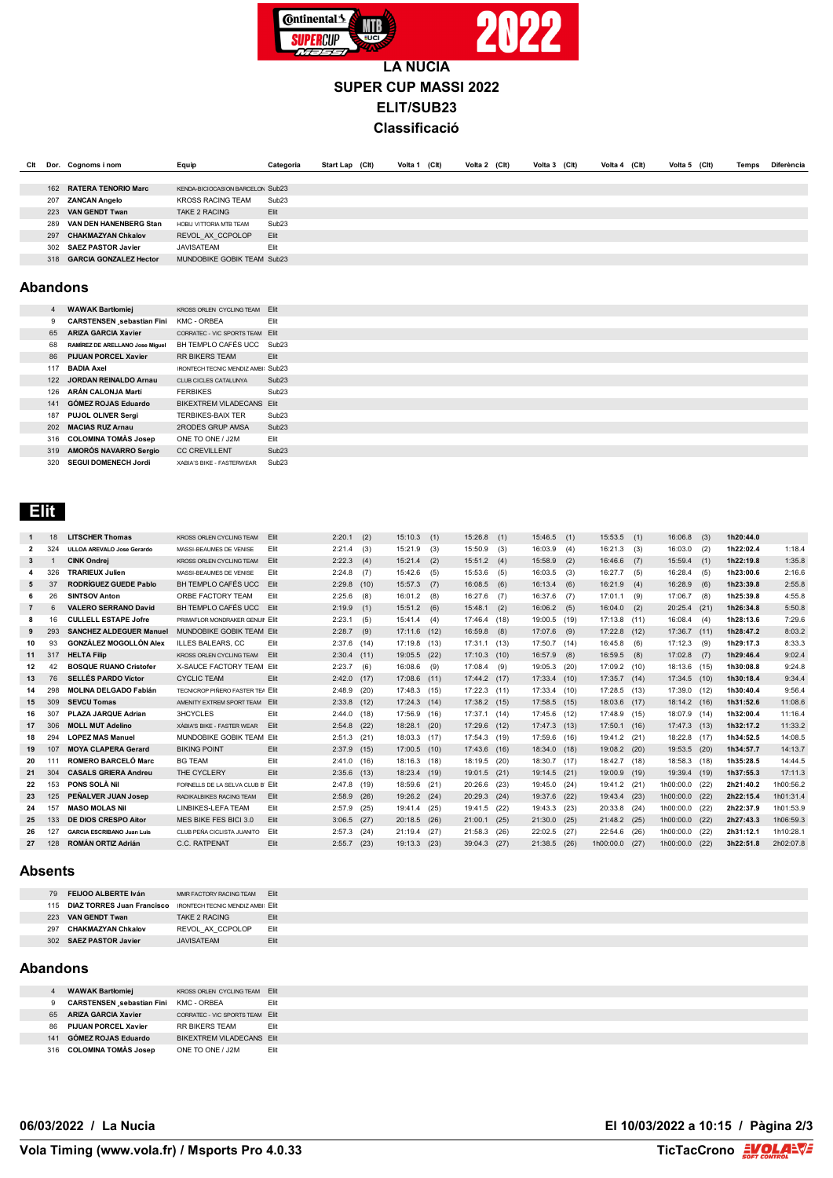# LA NUCIA
# SUPER CUP MASSI 2022
# ELIT/SUB23
# Classificació

| Clt | Dor. | Cognoms i nom | Equip | Categoria | Start Lap | (Clt) | Volta 1 | (Clt) | Volta 2 | (Clt) | Volta 3 | (Clt) | Volta 4 | (Clt) | Volta 5 | (Clt) | Temps | Diferència |
|---|---|---|---|---|---|---|---|---|---|---|---|---|---|---|---|---|---|---|
| | 162 | **RATERA TENORIO Marc** | KENDA-BICIOCASION BARCELON | Sub23 | | | | | | | | | | | | | | |
| | 207 | **ZANCAN Angelo** | KROSS RACING TEAM | Sub23 | | | | | | | | | | | | | | |
| | 223 | **VAN GENDT Twan** | TAKE 2 RACING | Elit | | | | | | | | | | | | | | |
| | 289 | **VAN DEN HANENBERG Stan** | HOBIJ VITTORIA MTB TEAM | Sub23 | | | | | | | | | | | | | | |
| | 297 | **CHAKMAZYAN Chkalov** | REVOL_AX_CCPOLOP | Elit | | | | | | | | | | | | | | |
| | 302 | **SAEZ PASTOR Javier** | JAVISATEAM | Elit | | | | | | | | | | | | | | |
| | 318 | **GARCIA GONZALEZ Hector** | MUNDOBIKE GOBIK TEAM | Sub23 | | | | | | | | | | | | | | |

## Abandons

| Dor. | Cognoms i nom | Equip | Categoria |
|---|---|---|---|
| 4 | **WAWAK Bartlomiej** | KROSS ORLEN CYCLING TEAM | Elit |
| 9 | **CARSTENSEN ,sebastian Fini** | KMC - ORBEA | Elit |
| 65 | **ARIZA GARCIA Xavier** | CORRATEC - VIC SPORTS TEAM | Elit |
| 68 | **RAMÍREZ DE ARELLANO Jose Miguel** | BH TEMPLO CAFÉS UCC | Sub23 |
| 86 | **PIJUAN PORCEL Xavier** | RR BIKERS TEAM | Elit |
| 117 | **BADIA Axel** | IRONTECH TECNIC MENDIZ AMBI | Sub23 |
| 122 | **JORDAN REINALDO Arnau** | CLUB CICLES CATALUNYA | Sub23 |
| 126 | **ARÁN CALONJA Martí** | FERBIKES | Sub23 |
| 141 | **GÓMEZ ROJAS Eduardo** | BIKEXTREM VILADECANS | Elit |
| 187 | **PUJOL OLIVER Sergi** | TERBIKES-BAIX TER | Sub23 |
| 202 | **MACIAS RUZ Arnau** | 2RODES GRUP AMSA | Sub23 |
| 316 | **COLOMINA TOMÀS Josep** | ONE TO ONE / J2M | Elit |
| 319 | **AMORÓS NAVARRO Sergio** | CC CREVILLENT | Sub23 |
| 320 | **SEGUI DOMENECH Jordi** | XABIA'S BIKE - FASTERWEAR | Sub23 |

## Elit

| Clt | Dor. | Cognoms i nom | Equip | Categoria | Start Lap | (Clt) | Volta 1 | (Clt) | Volta 2 | (Clt) | Volta 3 | (Clt) | Volta 4 | (Clt) | Volta 5 | (Clt) | Temps | Diferència |
|---|---|---|---|---|---|---|---|---|---|---|---|---|---|---|---|---|---|---|
| 1 | 18 | **LITSCHER Thomas** | KROSS ORLEN CYCLING TEAM | Elit | 2:20.1 | (2) | 15:10.3 | (1) | 15:26.8 | (1) | 15:46.5 | (1) | 15:53.5 | (1) | 16:06.8 | (3) | 1h20:44.0 | |
| 2 | 324 | **ULLOA AREVALO Jose Gerardo** | MASSI-BEAUMES DE VENISE | Elit | 2:21.4 | (3) | 15:21.9 | (3) | 15:50.9 | (3) | 16:03.9 | (4) | 16:21.3 | (3) | 16:03.0 | (2) | 1h22:02.4 | 1:18.4 |
| 3 | 1 | **CINK Ondrej** | KROSS ORLEN CYCLING TEAM | Elit | 2:22.3 | (4) | 15:21.4 | (2) | 15:51.2 | (4) | 15:58.9 | (2) | 16:46.6 | (7) | 15:59.4 | (1) | 1h22:19.8 | 1:35.8 |
| 4 | 326 | **TRARIEUX Julien** | MASSI-BEAUMES DE VENISE | Elit | 2:24.8 | (7) | 15:42.6 | (5) | 15:53.6 | (5) | 16:03.5 | (3) | 16:27.7 | (5) | 16:28.4 | (5) | 1h23:00.6 | 2:16.6 |
| 5 | 37 | **RODRÍGUEZ GUEDE Pablo** | BH TEMPLO CAFÉS UCC | Elit | 2:29.8 | (10) | 15:57.3 | (7) | 16:08.5 | (6) | 16:13.4 | (6) | 16:21.9 | (4) | 16:28.9 | (6) | 1h23:39.8 | 2:55.8 |
| 6 | 26 | **SINTSOV Anton** | ORBE FACTORY TEAM | Elit | 2:25.6 | (8) | 16:01.2 | (8) | 16:27.6 | (7) | 16:37.6 | (7) | 17:01.1 | (9) | 17:06.7 | (8) | 1h25:39.8 | 4:55.8 |
| 7 | 6 | **VALERO SERRANO David** | BH TEMPLO CAFÉS UCC | Elit | 2:19.9 | (1) | 15:51.2 | (6) | 15:48.1 | (2) | 16:06.2 | (5) | 16:04.0 | (2) | 20:25.4 | (21) | 1h26:34.8 | 5:50.8 |
| 8 | 16 | **CULLELL ESTAPE Jofre** | PRIMAFLOR MONDRAKER GENUIN | Elit | 2:23.1 | (5) | 15:41.4 | (4) | 17:46.4 | (18) | 19:00.5 | (19) | 17:13.8 | (11) | 16:08.4 | (4) | 1h28:13.6 | 7:29.6 |
| 9 | 293 | **SANCHEZ ALDEGUER Manuel** | MUNDOBIKE GOBIK TEAM | Elit | 2:28.7 | (9) | 17:11.6 | (12) | 16:59.8 | (8) | 17:07.6 | (9) | 17:22.8 | (12) | 17:36.7 | (11) | 1h28:47.2 | 8:03.2 |
| 10 | 93 | **GONZÁLEZ MOGOLLÓN Alex** | ILLES BALEARS, CC | Elit | 2:37.6 | (14) | 17:19.8 | (13) | 17:31.1 | (13) | 17:50.7 | (14) | 16:45.8 | (6) | 17:12.3 | (9) | 1h29:17.3 | 8:33.3 |
| 11 | 317 | **HELTA Filip** | KROSS ORLEN CYCLING TEAM | Elit | 2:30.4 | (11) | 19:05.5 | (22) | 17:10.3 | (10) | 16:57.9 | (8) | 16:59.5 | (8) | 17:02.8 | (7) | 1h29:46.4 | 9:02.4 |
| 12 | 42 | **BOSQUE RUANO Cristofer** | X-SAUCE FACTORY TEAM | Elit | 2:23.7 | (6) | 16:08.6 | (9) | 17:08.4 | (9) | 19:05.3 | (20) | 17:09.2 | (10) | 18:13.6 | (15) | 1h30:08.8 | 9:24.8 |
| 13 | 76 | **SELLÉS PARDO Víctor** | CYCLIC TEAM | Elit | 2:42.0 | (17) | 17:08.6 | (11) | 17:44.2 | (17) | 17:33.4 | (10) | 17:35.7 | (14) | 17:34.5 | (10) | 1h30:18.4 | 9:34.4 |
| 14 | 298 | **MOLINA DELGADO Fabián** | TECNICROP PIÑERO FASTER TEA | Elit | 2:48.9 | (20) | 17:48.3 | (15) | 17:22.3 | (11) | 17:33.4 | (10) | 17:28.5 | (13) | 17:39.0 | (12) | 1h30:40.4 | 9:56.4 |
| 15 | 309 | **SEVCU Tomas** | AMENITY EXTREM SPORT TEAM | Elit | 2:33.8 | (12) | 17:24.3 | (14) | 17:38.2 | (15) | 17:58.5 | (15) | 18:03.6 | (17) | 18:14.2 | (16) | 1h31:52.6 | 11:08.6 |
| 16 | 307 | **PLAZA JARQUE Adrian** | 3HCYCLES | Elit | 2:44.0 | (18) | 17:56.9 | (16) | 17:37.1 | (14) | 17:45.6 | (12) | 17:48.9 | (15) | 18:07.9 | (14) | 1h32:00.4 | 11:16.4 |
| 17 | 306 | **MOLL MUT Adelino** | XÀBIA'S BIKE - FASTER WEAR | Elit | 2:54.8 | (22) | 18:28.1 | (20) | 17:29.6 | (12) | 17:47.3 | (13) | 17:50.1 | (16) | 17:47.3 | (13) | 1h32:17.2 | 11:33.2 |
| 18 | 294 | **LOPEZ MAS Manuel** | MUNDOBIKE GOBIK TEAM | Elit | 2:51.3 | (21) | 18:03.3 | (17) | 17:54.3 | (19) | 17:59.6 | (16) | 19:41.2 | (21) | 18:22.8 | (17) | 1h34:52.5 | 14:08.5 |
| 19 | 107 | **MOYA CLAPERA Gerard** | BIKING POINT | Elit | 2:37.9 | (15) | 17:00.5 | (10) | 17:43.6 | (16) | 18:34.0 | (18) | 19:08.2 | (20) | 19:53.5 | (20) | 1h34:57.7 | 14:13.7 |
| 20 | 111 | **ROMERO BARCELÓ Marc** | BG TEAM | Elit | 2:41.0 | (16) | 18:16.3 | (18) | 18:19.5 | (20) | 18:30.7 | (17) | 18:42.7 | (18) | 18:58.3 | (18) | 1h35:28.5 | 14:44.5 |
| 21 | 304 | **CASALS GRIERA Andreu** | THE CYCLERY | Elit | 2:35.6 | (13) | 18:23.4 | (19) | 19:01.5 | (21) | 19:14.5 | (21) | 19:00.9 | (19) | 19:39.4 | (19) | 1h37:55.3 | 17:11.3 |
| 22 | 153 | **PONS SOLÀ Nil** | FORNELLS DE LA SELVA CLUB B | Elit | 2:47.8 | (19) | 18:59.6 | (21) | 20:26.6 | (23) | 19:45.0 | (24) | 19:41.2 | (21) | 1h00:00.0 | (22) | 2h21:40.2 | 1h00:56.2 |
| 23 | 125 | **PEÑALVER JUAN Josep** | RADIKALBIKES RACING TEAM | Elit | 2:58.9 | (26) | 19:26.2 | (24) | 20:29.3 | (24) | 19:37.6 | (22) | 19:43.4 | (23) | 1h00:00.0 | (22) | 2h22:15.4 | 1h01:31.4 |
| 24 | 157 | **MASO MOLAS Nil** | LINBIKES-LEFA TEAM | Elit | 2:57.9 | (25) | 19:41.4 | (25) | 19:41.5 | (22) | 19:43.3 | (23) | 20:33.8 | (24) | 1h00:00.0 | (22) | 2h22:37.9 | 1h01:53.9 |
| 25 | 133 | **DE DIOS CRESPO Aitor** | MES BIKE FES BICI 3.0 | Elit | 3:06.5 | (27) | 20:18.5 | (26) | 21:00.1 | (25) | 21:30.0 | (25) | 21:48.2 | (25) | 1h00:00.0 | (22) | 2h27:43.3 | 1h06:59.3 |
| 26 | 127 | **GARCIA ESCRIBANO Juan Luis** | CLUB PEÑA CICLISTA JUANITO | Elit | 2:57.3 | (24) | 21:19.4 | (27) | 21:58.3 | (26) | 22:02.5 | (27) | 22:54.6 | (26) | 1h00:00.0 | (22) | 2h31:12.1 | 1h10:28.1 |
| 27 | 128 | **ROMÁN ORTIZ Adrián** | C.C. RATPENAT | Elit | 2:55.7 | (23) | 19:13.3 | (23) | 39:04.3 | (27) | 21:38.5 | (26) | 1h00:00.0 | (27) | 1h00:00.0 | (22) | 3h22:51.8 | 2h02:07.8 |

## Absents

| Dor. | Cognoms i nom | Equip | Categoria |
|---|---|---|---|
| 79 | **FEIJOO ALBERTE Iván** | MMR FACTORY RACING TEAM | Elit |
| 115 | **DIAZ TORRES Juan Francisco** | IRONTECH TECNIC MENDIZ AMBI | Elit |
| 223 | **VAN GENDT Twan** | TAKE 2 RACING | Elit |
| 297 | **CHAKMAZYAN Chkalov** | REVOL_AX_CCPOLOP | Elit |
| 302 | **SAEZ PASTOR Javier** | JAVISATEAM | Elit |

## Abandons

| Dor. | Cognoms i nom | Equip | Categoria |
|---|---|---|---|
| 4 | **WAWAK Bartlomiej** | KROSS ORLEN CYCLING TEAM | Elit |
| 9 | **CARSTENSEN ,sebastian Fini** | KMC - ORBEA | Elit |
| 65 | **ARIZA GARCIA Xavier** | CORRATEC - VIC SPORTS TEAM | Elit |
| 86 | **PIJUAN PORCEL Xavier** | RR BIKERS TEAM | Elit |
| 141 | **GÓMEZ ROJAS Eduardo** | BIKEXTREM VILADECANS | Elit |
| 316 | **COLOMINA TOMÀS Josep** | ONE TO ONE / J2M | Elit |

06/03/2022 / La Nucia

El 10/03/2022 a 10:15 / Pàgina 2/3

Vola Timing (www.vola.fr) / Msports Pro 4.0.33

TicTacCrono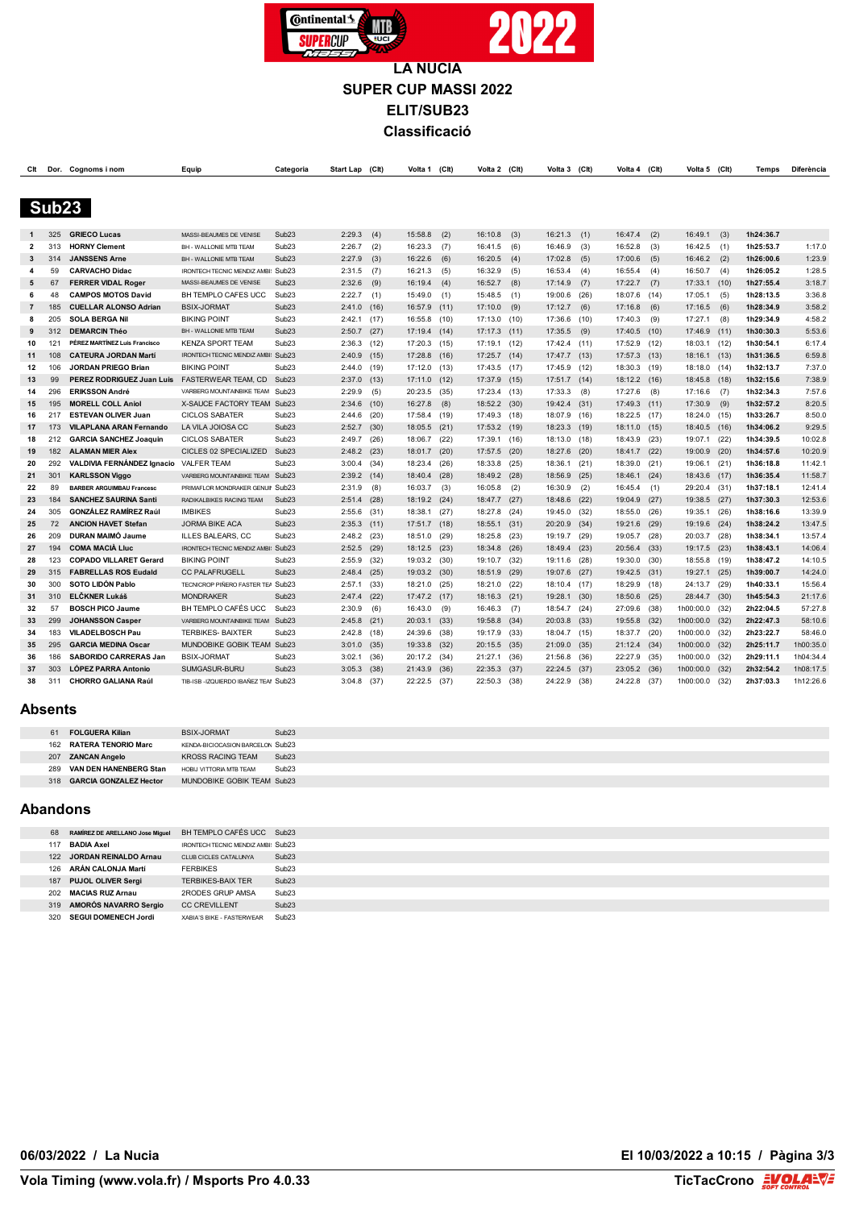# LA NUCIA
# SUPER CUP MASSI 2022
# ELIT/SUB23
# Classificació

## Sub23

| Clt | Dor. | Cognoms i nom | Equip | Categoria | Start Lap | (Clt) | Volta 1 | (Clt) | Volta 2 | (Clt) | Volta 3 | (Clt) | Volta 4 | (Clt) | Volta 5 | (Clt) | Temps | Diferència |
|---|---|---|---|---|---|---|---|---|---|---|---|---|---|---|---|---|---|---|
| 1 | 325 | **GRIECO Lucas** | MASSI-BEAUMES DE VENISE | Sub23 | 2:29.3 | (4) | 15:58.8 | (2) | 16:10.8 | (3) | 16:21.3 | (1) | 16:47.4 | (2) | 16:49.1 | (3) | 1h24:36.7 | |
| 2 | 313 | **HORNY Clement** | BH - WALLONIE MTB TEAM | Sub23 | 2:26.7 | (2) | 16:23.3 | (7) | 16:41.5 | (6) | 16:46.9 | (3) | 16:52.8 | (3) | 16:42.5 | (1) | 1h25:53.7 | 1:17.0 |
| 3 | 314 | **JANSSENS Arne** | BH - WALLONIE MTB TEAM | Sub23 | 2:27.9 | (3) | 16:22.6 | (6) | 16:20.5 | (4) | 17:02.8 | (5) | 17:00.6 | (5) | 16:46.2 | (2) | 1h26:00.6 | 1:23.9 |
| 4 | 59 | **CARVACHO Didac** | IRONTECH TECNIC MENDIZ AMBI | Sub23 | 2:31.5 | (7) | 16:21.3 | (5) | 16:32.9 | (5) | 16:53.4 | (4) | 16:55.4 | (4) | 16:50.7 | (4) | 1h26:05.2 | 1:28.5 |
| 5 | 67 | **FERRER VIDAL Roger** | MASSI-BEAUMES DE VENISE | Sub23 | 2:32.6 | (9) | 16:19.4 | (4) | 16:52.7 | (8) | 17:14.9 | (7) | 17:22.7 | (7) | 17:33.1 | (10) | 1h27:55.4 | 3:18.7 |
| 6 | 48 | **CAMPOS MOTOS David** | BH TEMPLO CAFES UCC | Sub23 | 2:22.7 | (1) | 15:49.0 | (1) | 15:48.5 | (1) | 19:00.6 | (26) | 18:07.6 | (14) | 17:05.1 | (5) | 1h28:13.5 | 3:36.8 |
| 7 | 185 | **CUELLAR ALONSO Adrian** | BSIX-JORMAT | Sub23 | 2:41.0 | (16) | 16:57.9 | (11) | 17:10.0 | (9) | 17:12.7 | (6) | 17:16.8 | (6) | 17:16.5 | (6) | 1h28:34.9 | 3:58.2 |
| 8 | 205 | **SOLA BERGA Nil** | BIKING POINT | Sub23 | 2:42.1 | (17) | 16:55.8 | (10) | 17:13.0 | (10) | 17:36.6 | (10) | 17:40.3 | (9) | 17:27.1 | (8) | 1h29:34.9 | 4:58.2 |
| 9 | 312 | **DEMARCIN Théo** | BH - WALLONIE MTB TEAM | Sub23 | 2:50.7 | (27) | 17:19.4 | (14) | 17:17.3 | (11) | 17:35.5 | (9) | 17:40.5 | (10) | 17:46.9 | (11) | 1h30:30.3 | 5:53.6 |
| 10 | 121 | **PÉREZ MARTÍNEZ Luis Francisco** | KENZA SPORT TEAM | Sub23 | 2:36.3 | (12) | 17:20.3 | (15) | 17:19.1 | (12) | 17:42.4 | (11) | 17:52.9 | (12) | 18:03.1 | (12) | 1h30:54.1 | 6:17.4 |
| 11 | 108 | **CATEURA JORDAN Martí** | IRONTECH TECNIC MENDIZ AMBI | Sub23 | 2:40.9 | (15) | 17:28.8 | (16) | 17:25.7 | (14) | 17:47.7 | (13) | 17:57.3 | (13) | 18:16.1 | (13) | 1h31:36.5 | 6:59.8 |
| 12 | 106 | **JORDAN PRIEGO Brian** | BIKING POINT | Sub23 | 2:44.0 | (19) | 17:12.0 | (13) | 17:43.5 | (17) | 17:45.9 | (12) | 18:30.3 | (19) | 18:18.0 | (14) | 1h32:13.7 | 7:37.0 |
| 13 | 99 | **PEREZ RODRIGUEZ Juan Luis** | FASTERWEAR TEAM, CD | Sub23 | 2:37.0 | (13) | 17:11.0 | (12) | 17:37.9 | (15) | 17:51.7 | (14) | 18:12.2 | (16) | 18:45.8 | (18) | 1h32:15.6 | 7:38.9 |
| 14 | 296 | **ERIKSSON André** | VARBERG MOUNTAINBIKE TEAM | Sub23 | 2:29.9 | (5) | 20:23.5 | (35) | 17:23.4 | (13) | 17:33.3 | (8) | 17:27.6 | (8) | 17:16.6 | (7) | 1h32:34.3 | 7:57.6 |
| 15 | 195 | **MORELL COLL Aniol** | X-SAUCE FACTORY TEAM | Sub23 | 2:34.6 | (10) | 16:27.8 | (8) | 18:52.2 | (30) | 19:42.4 | (31) | 17:49.3 | (11) | 17:30.9 | (9) | 1h32:57.2 | 8:20.5 |
| 16 | 217 | **ESTEVAN OLIVER Juan** | CICLOS SABATER | Sub23 | 2:44.6 | (20) | 17:58.4 | (19) | 17:49.3 | (18) | 18:07.9 | (16) | 18:22.5 | (17) | 18:24.0 | (15) | 1h33:26.7 | 8:50.0 |
| 17 | 173 | **VILAPLANA ARAN Fernando** | LA VILA JOIOSA CC | Sub23 | 2:52.7 | (30) | 18:05.5 | (21) | 17:53.2 | (19) | 18:23.3 | (19) | 18:11.0 | (15) | 18:40.5 | (16) | 1h34:06.2 | 9:29.5 |
| 18 | 212 | **GARCIA SANCHEZ Joaquin** | CICLOS SABATER | Sub23 | 2:49.7 | (26) | 18:06.7 | (22) | 17:39.1 | (16) | 18:13.0 | (18) | 18:43.9 | (23) | 19:07.1 | (22) | 1h34:39.5 | 10:02.8 |
| 19 | 182 | **ALAMAN MIER Alex** | CICLES 02 SPECIALIZED | Sub23 | 2:48.2 | (23) | 18:01.7 | (20) | 17:57.5 | (20) | 18:27.6 | (20) | 18:41.7 | (22) | 19:00.9 | (20) | 1h34:57.6 | 10:20.9 |
| 20 | 292 | **VALDIVIA FERNÁNDEZ Ignacio** | VALFER TEAM | Sub23 | 3:00.4 | (34) | 18:23.4 | (26) | 18:33.8 | (25) | 18:36.1 | (21) | 18:39.0 | (21) | 19:06.1 | (21) | 1h36:18.8 | 11:42.1 |
| 21 | 301 | **KARLSSON Viggo** | VARBERG MOUNTAINBIKE TEAM | Sub23 | 2:39.2 | (14) | 18:40.4 | (28) | 18:49.2 | (28) | 18:56.9 | (25) | 18:46.1 | (24) | 18:43.6 | (17) | 1h36:35.4 | 11:58.7 |
| 22 | 89 | **BARBER ARGUIMBAU Francesc** | PRIMAFLOR MONDRAKER GENUI | Sub23 | 2:31.9 | (8) | 16:03.7 | (3) | 16:05.8 | (2) | 16:30.9 | (2) | 16:45.4 | (1) | 29:20.4 | (31) | 1h37:18.1 | 12:41.4 |
| 23 | 184 | **SANCHEZ SAURINA Santi** | RADIKALBIKES RACING TEAM | Sub23 | 2:51.4 | (28) | 18:19.2 | (24) | 18:47.7 | (27) | 18:48.6 | (22) | 19:04.9 | (27) | 19:38.5 | (27) | 1h37:30.3 | 12:53.6 |
| 24 | 305 | **GONZÁLEZ RAMÍREZ Raúl** | IMBIKES | Sub23 | 2:55.6 | (31) | 18:38.1 | (27) | 18:27.8 | (24) | 19:45.0 | (32) | 18:55.0 | (26) | 19:35.1 | (26) | 1h38:16.6 | 13:39.9 |
| 25 | 72 | **ANCION HAVET Stefan** | JORMA BIKE ACA | Sub23 | 2:35.3 | (11) | 17:51.7 | (18) | 18:55.1 | (31) | 20:20.9 | (34) | 19:21.6 | (29) | 19:19.6 | (24) | 1h38:24.2 | 13:47.5 |
| 26 | 209 | **DURAN MAIMÓ Jaume** | ILLES BALEARS, CC | Sub23 | 2:48.2 | (23) | 18:51.0 | (29) | 18:25.8 | (23) | 19:19.7 | (29) | 19:05.7 | (28) | 20:03.7 | (28) | 1h38:34.1 | 13:57.4 |
| 27 | 194 | **COMA MACIÀ Lluc** | IRONTECH TECNIC MENDIZ AMBI | Sub23 | 2:52.5 | (29) | 18:12.5 | (23) | 18:34.8 | (26) | 18:49.4 | (23) | 20:56.4 | (33) | 19:17.5 | (23) | 1h38:43.1 | 14:06.4 |
| 28 | 123 | **COPADO VILLARET Gerard** | BIKING POINT | Sub23 | 2:55.9 | (32) | 19:03.2 | (30) | 19:10.7 | (32) | 19:11.6 | (28) | 19:30.0 | (30) | 18:55.8 | (19) | 1h38:47.2 | 14:10.5 |
| 29 | 315 | **FABRELLAS ROS Eudald** | CC PALAFRUGELL | Sub23 | 2:48.4 | (25) | 19:03.2 | (30) | 18:51.9 | (29) | 19:07.6 | (27) | 19:42.5 | (31) | 19:27.1 | (25) | 1h39:00.7 | 14:24.0 |
| 30 | 300 | **SOTO LIDÓN Pablo** | TECNICROP PIÑERO FASTER TEA | Sub23 | 2:57.1 | (33) | 18:21.0 | (25) | 18:21.0 | (22) | 18:10.4 | (17) | 18:29.9 | (18) | 24:13.7 | (29) | 1h40:33.1 | 15:56.4 |
| 31 | 310 | **ELČKNER Lukáš** | MONDRAKER | Sub23 | 2:47.4 | (22) | 17:47.2 | (17) | 18:16.3 | (21) | 19:28.1 | (30) | 18:50.6 | (25) | 28:44.7 | (30) | 1h45:54.3 | 21:17.6 |
| 32 | 57 | **BOSCH PICO Jaume** | BH TEMPLO CAFÉS UCC | Sub23 | 2:30.9 | (6) | 16:43.0 | (9) | 16:46.3 | (7) | 18:54.7 | (24) | 27:09.6 | (38) | 1h00:00.0 | (32) | 2h22:04.5 | 57:27.8 |
| 33 | 299 | **JOHANSSON Casper** | VARBERG MOUNTAINBIKE TEAM | Sub23 | 2:45.8 | (21) | 20:03.1 | (33) | 19:58.8 | (34) | 20:03.8 | (33) | 19:55.8 | (32) | 1h00:00.0 | (32) | 2h22:47.3 | 58:10.6 |
| 34 | 183 | **VILADELBOSCH Pau** | TERBIKES- BAIXTER | Sub23 | 2:42.8 | (18) | 24:39.6 | (38) | 19:17.9 | (33) | 18:04.7 | (15) | 18:37.7 | (20) | 1h00:00.0 | (32) | 2h23:22.7 | 58:46.0 |
| 35 | 295 | **GARCIA MEDINA Oscar** | MUNDOBIKE GOBIK TEAM | Sub23 | 3:01.0 | (35) | 19:33.8 | (32) | 20:15.5 | (35) | 21:09.0 | (35) | 21:12.4 | (34) | 1h00:00.0 | (32) | 2h25:11.7 | 1h00:35.0 |
| 36 | 186 | **SABORIDO CARRERAS Jan** | BSIX-JORMAT | Sub23 | 3:02.1 | (36) | 20:17.2 | (34) | 21:27.1 | (36) | 21:56.8 | (36) | 22:27.9 | (35) | 1h00:00.0 | (32) | 2h29:11.1 | 1h04:34.4 |
| 37 | 303 | **LÓPEZ PARRA Antonio** | SUMGASUR-BURU | Sub23 | 3:05.3 | (38) | 21:43.9 | (36) | 22:35.3 | (37) | 22:24.5 | (37) | 23:05.2 | (36) | 1h00:00.0 | (32) | 2h32:54.2 | 1h08:17.5 |
| 38 | 311 | **CHORRO GALIANA Raúl** | TIB-ISB -IZQUIERDO IBAÑEZ TEA | Sub23 | 3:04.8 | (37) | 22:22.5 | (37) | 22:50.3 | (38) | 24:22.9 | (38) | 24:22.8 | (37) | 1h00:00.0 | (32) | 2h37:03.3 | 1h12:26.6 |

## Absents

| Dor. | Cognoms i nom | Equip | Categoria |
|---|---|---|---|
| 61 | **FOLGUERA Kilian** | BSIX-JORMAT | Sub23 |
| 162 | **RATERA TENORIO Marc** | KENDA-BICIOCASION BARCELON | Sub23 |
| 207 | **ZANCAN Angelo** | KROSS RACING TEAM | Sub23 |
| 289 | **VAN DEN HANENBERG Stan** | HOBIJ VITTORIA MTB TEAM | Sub23 |
| 318 | **GARCIA GONZALEZ Hector** | MUNDOBIKE GOBIK TEAM | Sub23 |

## Abandons

| Dor. | Cognoms i nom | Equip | Categoria |
|---|---|---|---|
| 68 | **RAMÍREZ DE ARELLANO Jose Miguel** | BH TEMPLO CAFÉS UCC | Sub23 |
| 117 | **BADIA Axel** | IRONTECH TECNIC MENDIZ AMBI | Sub23 |
| 122 | **JORDAN REINALDO Arnau** | CLUB CICLES CATALUNYA | Sub23 |
| 126 | **ARÁN CALONJA Martí** | FERBIKES | Sub23 |
| 187 | **PUJOL OLIVER Sergi** | TERBIKES-BAIX TER | Sub23 |
| 202 | **MACIAS RUZ Arnau** | 2RODES GRUP AMSA | Sub23 |
| 319 | **AMORÓS NAVARRO Sergio** | CC CREVILLENT | Sub23 |
| 320 | **SEGUI DOMENECH Jordi** | XABIA'S BIKE - FASTERWEAR | Sub23 |

**06/03/2022 / La Nucia** — **El 10/03/2022 a 10:15**

**Vola Timing (www.vola.fr) / Msports Pro 4.0.33** — **TicTacCrono**